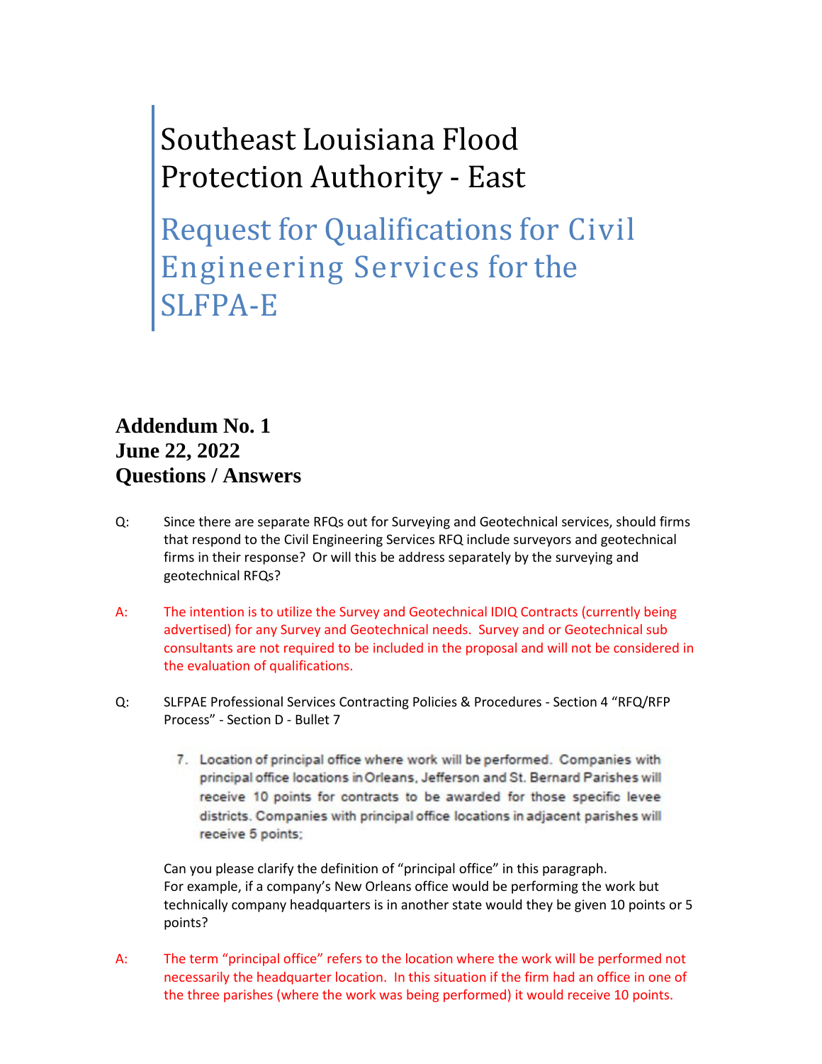# Southeast Louisiana Flood Protection Authority - East

## Request for Qualifications for Civil Engineering Services for the SLFPA-E

**Addendum No. 1**
**June 22, 2022**
**Questions / Answers**

Q: Since there are separate RFQs out for Surveying and Geotechnical services, should firms that respond to the Civil Engineering Services RFQ include surveyors and geotechnical firms in their response? Or will this be address separately by the surveying and geotechnical RFQs?

A: The intention is to utilize the Survey and Geotechnical IDIQ Contracts (currently being advertised) for any Survey and Geotechnical needs. Survey and or Geotechnical sub consultants are not required to be included in the proposal and will not be considered in the evaluation of qualifications.

Q: SLFPAE Professional Services Contracting Policies & Procedures - Section 4 "RFQ/RFP Process" - Section D - Bullet 7

> 7. Location of principal office where work will be performed. Companies with principal office locations in Orleans, Jefferson and St. Bernard Parishes will receive 10 points for contracts to be awarded for those specific levee districts. Companies with principal office locations in adjacent parishes will receive 5 points;

Can you please clarify the definition of "principal office" in this paragraph. For example, if a company's New Orleans office would be performing the work but technically company headquarters is in another state would they be given 10 points or 5 points?

A: The term "principal office" refers to the location where the work will be performed not necessarily the headquarter location. In this situation if the firm had an office in one of the three parishes (where the work was being performed) it would receive 10 points.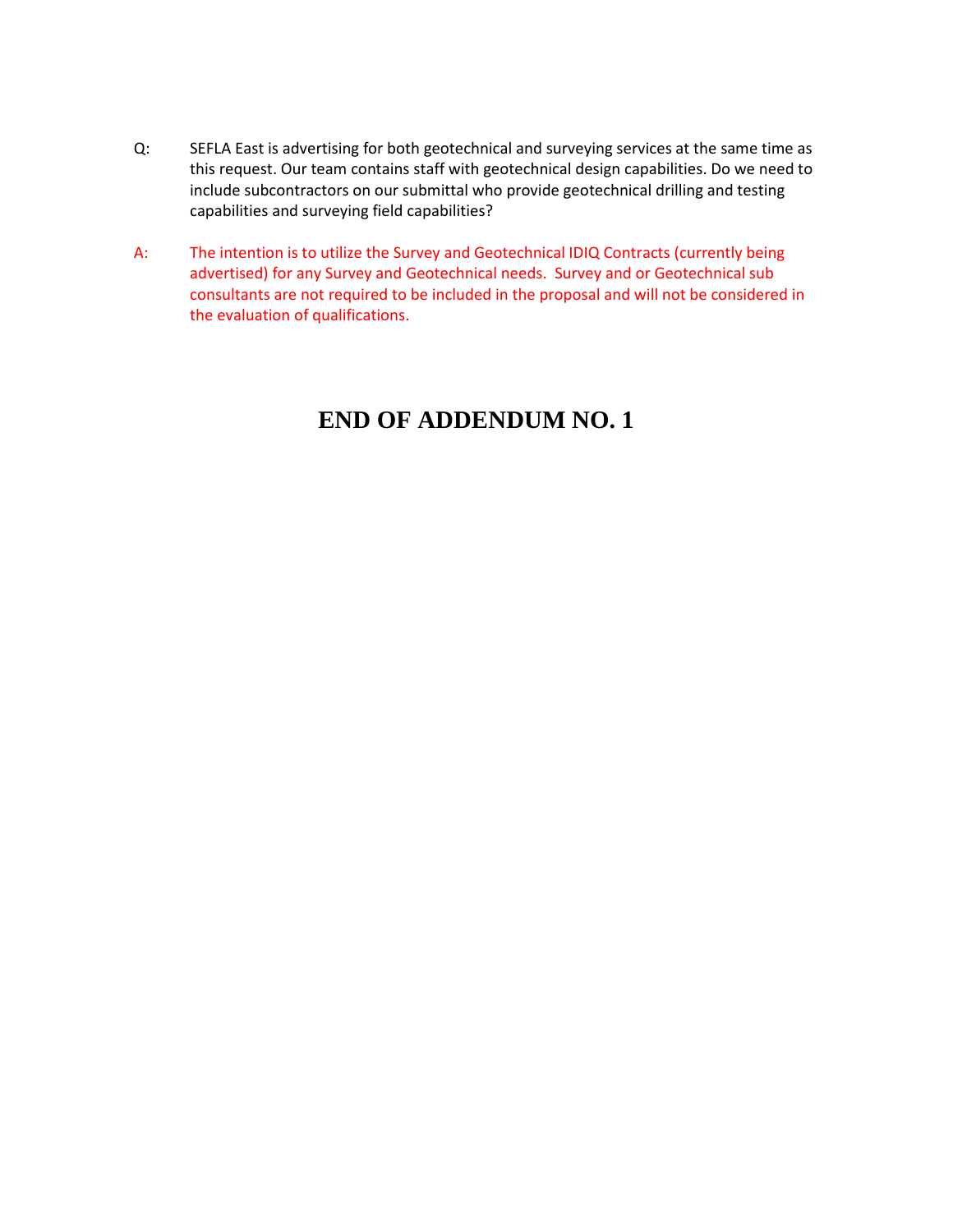Q: SEFLA East is advertising for both geotechnical and surveying services at the same time as this request. Our team contains staff with geotechnical design capabilities. Do we need to include subcontractors on our submittal who provide geotechnical drilling and testing capabilities and surveying field capabilities?

A: The intention is to utilize the Survey and Geotechnical IDIQ Contracts (currently being advertised) for any Survey and Geotechnical needs. Survey and or Geotechnical sub consultants are not required to be included in the proposal and will not be considered in the evaluation of qualifications.

# END OF ADDENDUM NO. 1